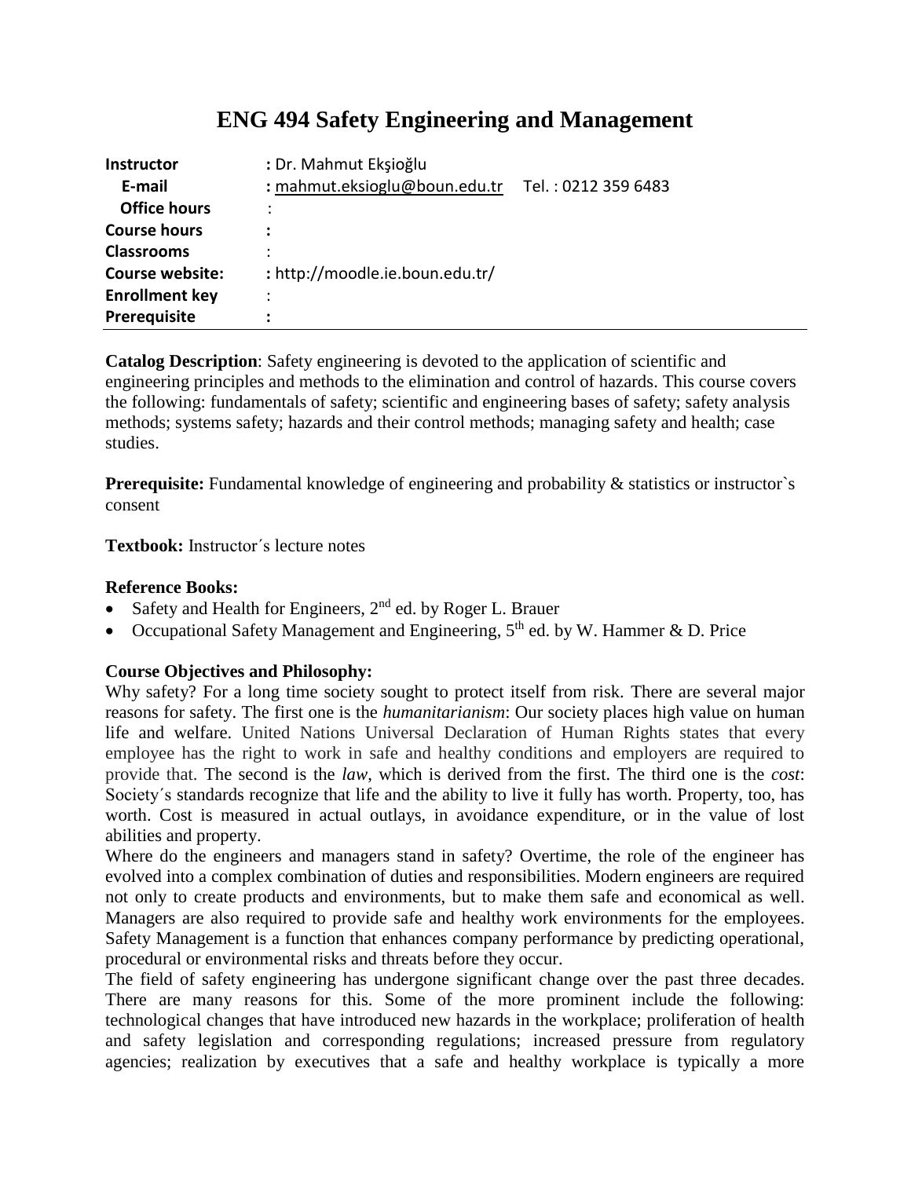# ENG 494 Safety Engineering and Management

| | |
|---|---|
| **Instructor** | **:** Dr. Mahmut Ekşioğlu |
| **E-mail** | **:** mahmut.eksioglu@boun.edu.tr   Tel. : 0212 359 6483 |
| **Office hours** | : |
| **Course hours** | **:** |
| **Classrooms** | : |
| **Course website:** | **:** http://moodle.ie.boun.edu.tr/ |
| **Enrollment key** | : |
| **Prerequisite** | **:** |

**Catalog Description**: Safety engineering is devoted to the application of scientific and engineering principles and methods to the elimination and control of hazards. This course covers the following: fundamentals of safety; scientific and engineering bases of safety; safety analysis methods; systems safety; hazards and their control methods; managing safety and health; case studies.

**Prerequisite:** Fundamental knowledge of engineering and probability & statistics or instructor`s consent

**Textbook:** Instructor´s lecture notes

**Reference Books:**

- Safety and Health for Engineers, 2nd ed. by Roger L. Brauer
- Occupational Safety Management and Engineering, 5th ed. by W. Hammer & D. Price

**Course Objectives and Philosophy:**

Why safety? For a long time society sought to protect itself from risk. There are several major reasons for safety. The first one is the *humanitarianism*: Our society places high value on human life and welfare. United Nations Universal Declaration of Human Rights states that every employee has the right to work in safe and healthy conditions and employers are required to provide that. The second is the *law*, which is derived from the first. The third one is the *cost*: Society´s standards recognize that life and the ability to live it fully has worth. Property, too, has worth. Cost is measured in actual outlays, in avoidance expenditure, or in the value of lost abilities and property.

Where do the engineers and managers stand in safety? Overtime, the role of the engineer has evolved into a complex combination of duties and responsibilities. Modern engineers are required not only to create products and environments, but to make them safe and economical as well. Managers are also required to provide safe and healthy work environments for the employees. Safety Management is a function that enhances company performance by predicting operational, procedural or environmental risks and threats before they occur.

The field of safety engineering has undergone significant change over the past three decades. There are many reasons for this. Some of the more prominent include the following: technological changes that have introduced new hazards in the workplace; proliferation of health and safety legislation and corresponding regulations; increased pressure from regulatory agencies; realization by executives that a safe and healthy workplace is typically a more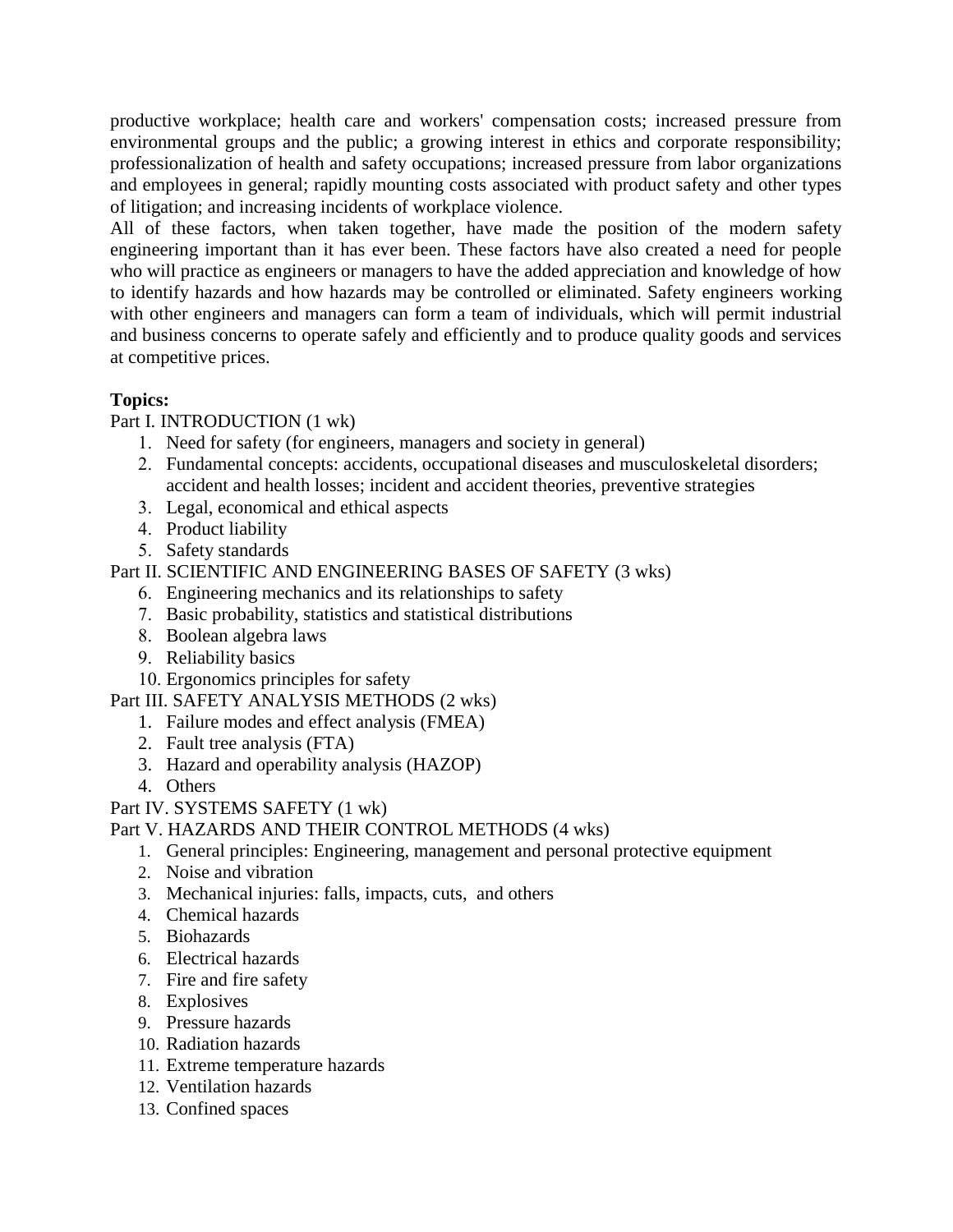productive workplace; health care and workers' compensation costs; increased pressure from environmental groups and the public; a growing interest in ethics and corporate responsibility; professionalization of health and safety occupations; increased pressure from labor organizations and employees in general; rapidly mounting costs associated with product safety and other types of litigation; and increasing incidents of workplace violence.

All of these factors, when taken together, have made the position of the modern safety engineering important than it has ever been. These factors have also created a need for people who will practice as engineers or managers to have the added appreciation and knowledge of how to identify hazards and how hazards may be controlled or eliminated. Safety engineers working with other engineers and managers can form a team of individuals, which will permit industrial and business concerns to operate safely and efficiently and to produce quality goods and services at competitive prices.

**Topics:**

Part I. INTRODUCTION (1 wk)

1. Need for safety (for engineers, managers and society in general)
2. Fundamental concepts: accidents, occupational diseases and musculoskeletal disorders; accident and health losses; incident and accident theories, preventive strategies
3. Legal, economical and ethical aspects
4. Product liability
5. Safety standards

Part II. SCIENTIFIC AND ENGINEERING BASES OF SAFETY (3 wks)

6. Engineering mechanics and its relationships to safety
7. Basic probability, statistics and statistical distributions
8. Boolean algebra laws
9. Reliability basics
10. Ergonomics principles for safety

Part III. SAFETY ANALYSIS METHODS (2 wks)

1. Failure modes and effect analysis (FMEA)
2. Fault tree analysis (FTA)
3. Hazard and operability analysis (HAZOP)
4. Others

Part IV. SYSTEMS SAFETY (1 wk)

Part V. HAZARDS AND THEIR CONTROL METHODS (4 wks)

1. General principles: Engineering, management and personal protective equipment
2. Noise and vibration
3. Mechanical injuries: falls, impacts, cuts, and others
4. Chemical hazards
5. Biohazards
6. Electrical hazards
7. Fire and fire safety
8. Explosives
9. Pressure hazards
10. Radiation hazards
11. Extreme temperature hazards
12. Ventilation hazards
13. Confined spaces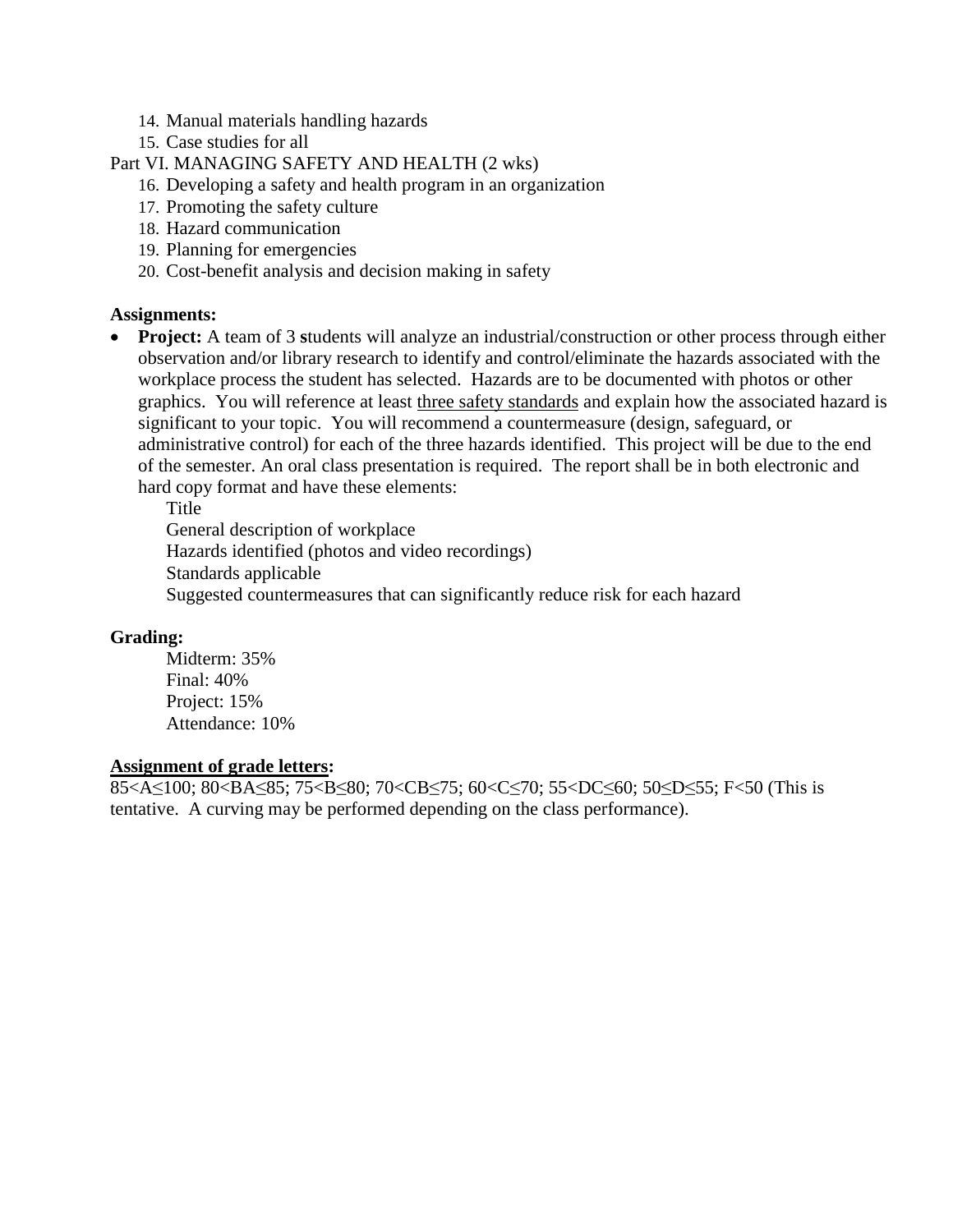14. Manual materials handling hazards
15. Case studies for all

Part VI. MANAGING SAFETY AND HEALTH (2 wks)

16. Developing a safety and health program in an organization
17. Promoting the safety culture
18. Hazard communication
19. Planning for emergencies
20. Cost-benefit analysis and decision making in safety

**Assignments:**

- **Project:** A team of 3 **s**tudents will analyze an industrial/construction or other process through either observation and/or library research to identify and control/eliminate the hazards associated with the workplace process the student has selected. Hazards are to be documented with photos or other graphics. You will reference at least <u>three safety standards</u> and explain how the associated hazard is significant to your topic. You will recommend a countermeasure (design, safeguard, or administrative control) for each of the three hazards identified. This project will be due to the end of the semester. An oral class presentation is required. The report shall be in both electronic and hard copy format and have these elements:

  Title
  General description of workplace
  Hazards identified (photos and video recordings)
  Standards applicable
  Suggested countermeasures that can significantly reduce risk for each hazard

**Grading:**

Midterm: 35%
Final: 40%
Project: 15%
Attendance: 10%

**<u>Assignment of grade letters</u>:**

85<A≤100; 80<BA≤85; 75<B≤80; 70<CB≤75; 60<C≤70; 55<DC≤60; 50≤D≤55; F<50 (This is tentative. A curving may be performed depending on the class performance).